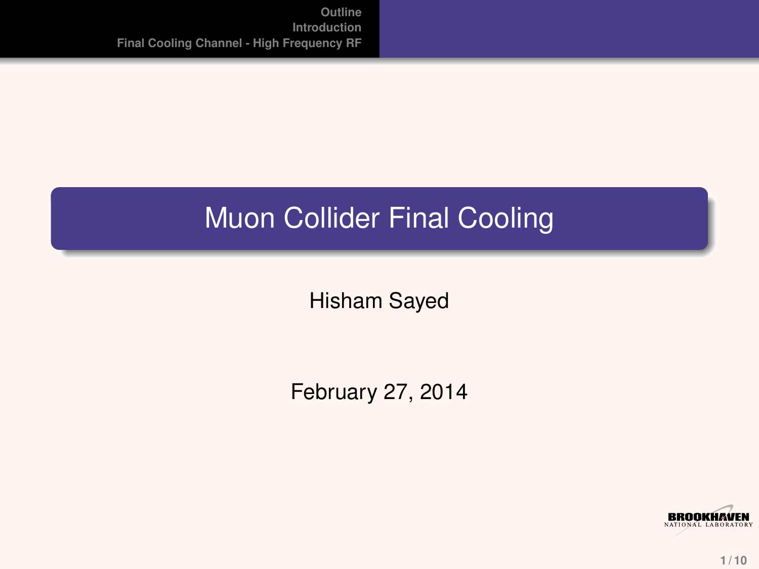# Muon Collider Final Cooling

Hisham Sayed

February 27, 2014

BROOKHAVEN NATIONAL LABORATORY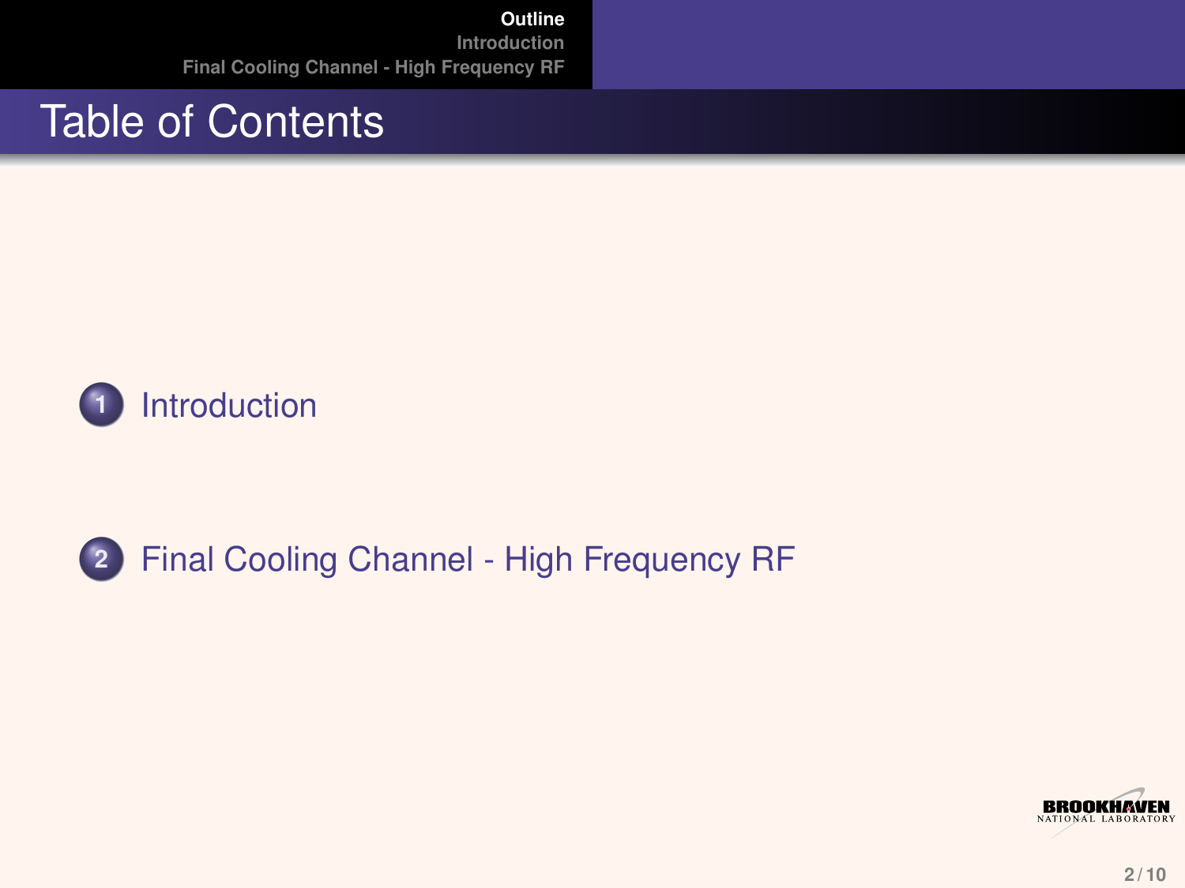# Table of Contents

1. Introduction

2. Final Cooling Channel - High Frequency RF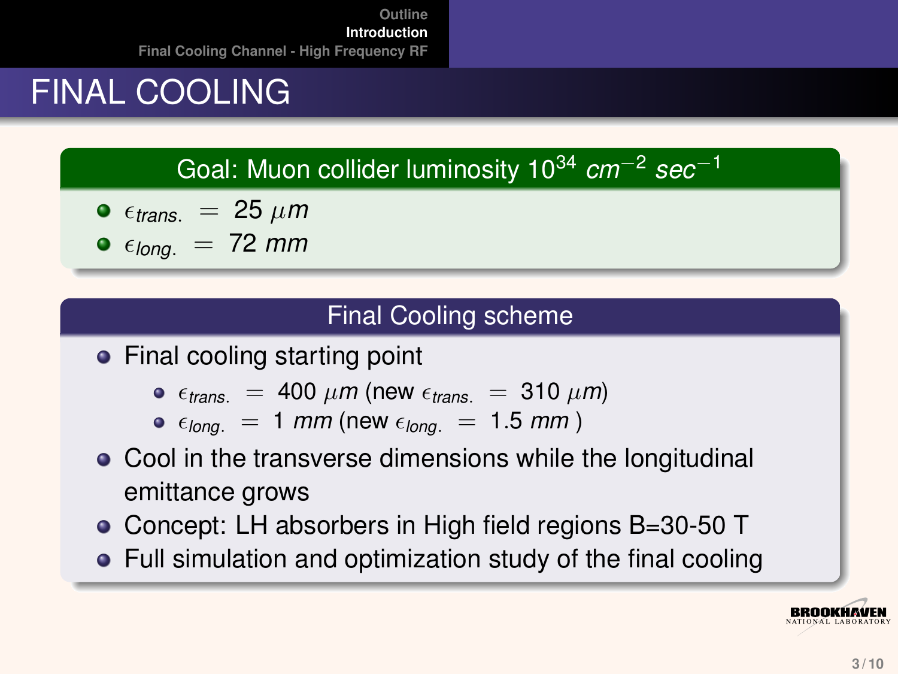# FINAL COOLING

## Goal: Muon collider luminosity $10^{34}\ cm^{-2}\ sec^{-1}$

- $\epsilon_{trans.} = 25\ \mu m$
- $\epsilon_{long.} = 72\ mm$

## Final Cooling scheme

- Final cooling starting point
  - $\epsilon_{trans.} = 400\ \mu m$ (new $\epsilon_{trans.} = 310\ \mu m$)
  - $\epsilon_{long.} = 1\ mm$ (new $\epsilon_{long.} = 1.5\ mm$ )
- Cool in the transverse dimensions while the longitudinal emittance grows
- Concept: LH absorbers in High field regions B=30-50 T
- Full simulation and optimization study of the final cooling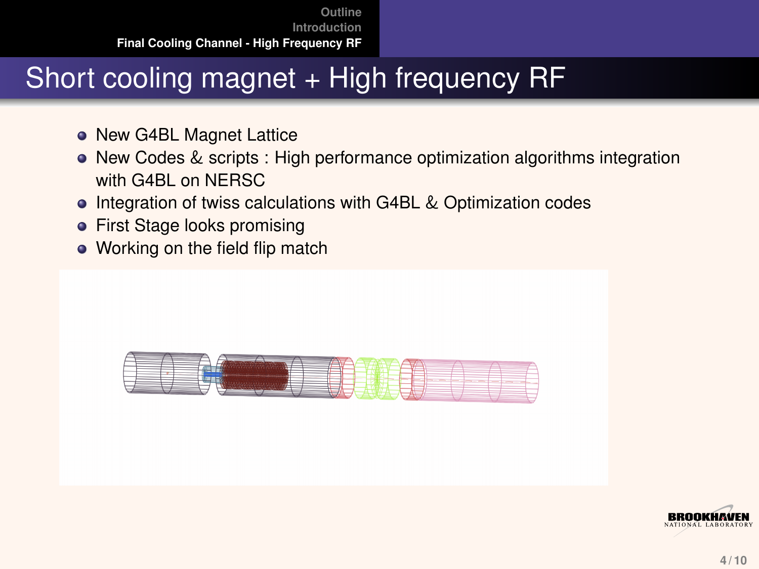# Short cooling magnet + High frequency RF

- New G4BL Magnet Lattice
- New Codes & scripts : High performance optimization algorithms integration with G4BL on NERSC
- Integration of twiss calculations with G4BL & Optimization codes
- First Stage looks promising
- Working on the field flip match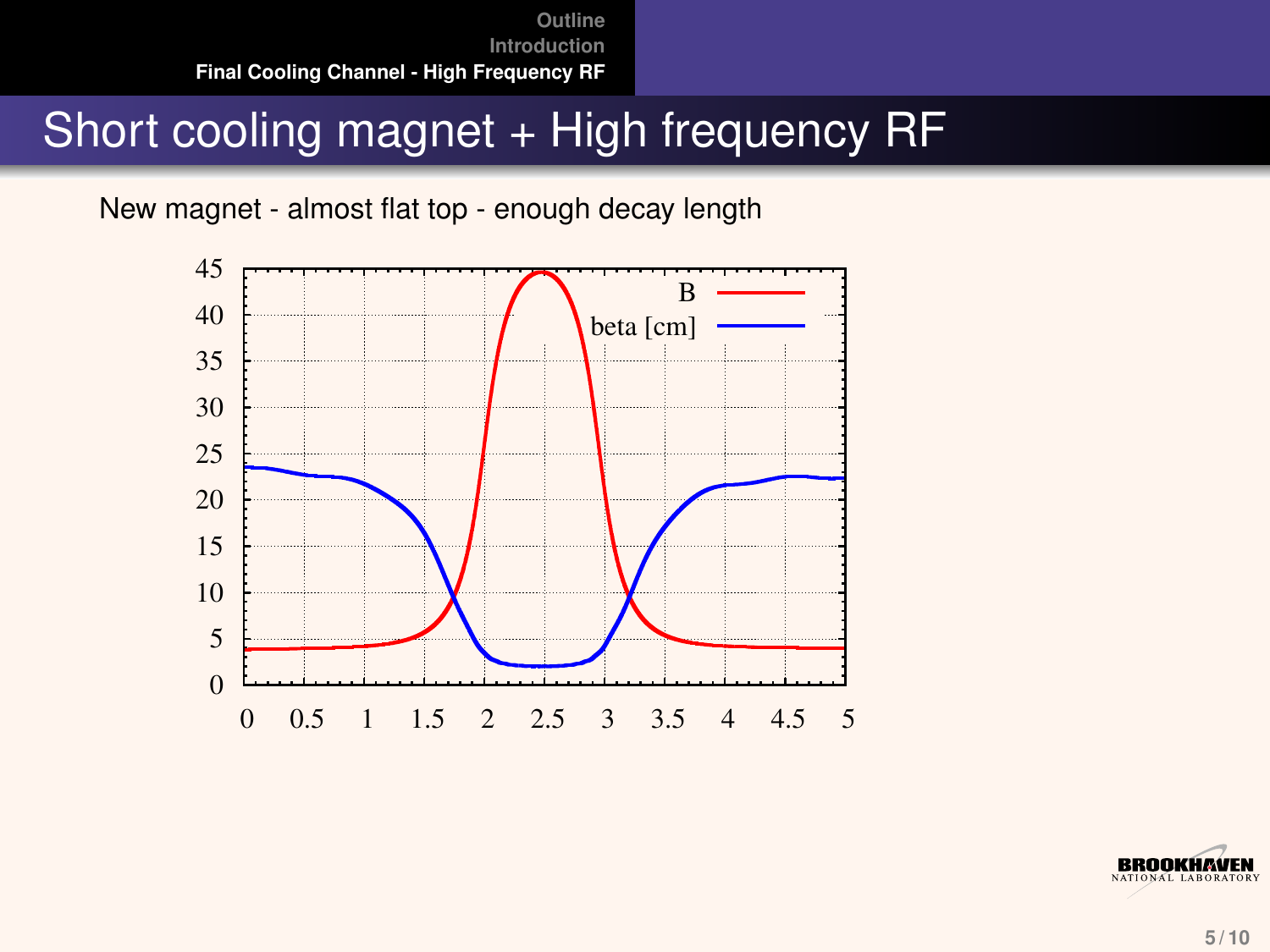# Short cooling magnet + High frequency RF

New magnet - almost flat top - enough decay length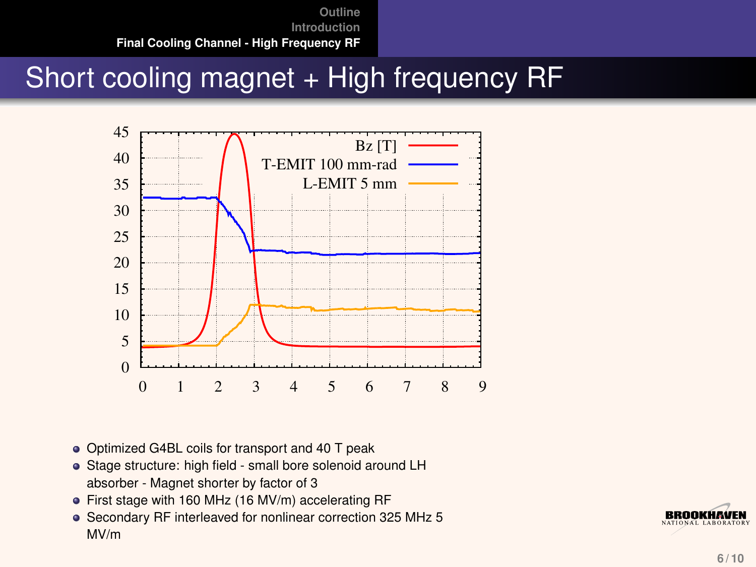# Short cooling magnet + High frequency RF

- Optimized G4BL coils for transport and 40 T peak
- Stage structure: high field - small bore solenoid around LH absorber - Magnet shorter by factor of 3
- First stage with 160 MHz (16 MV/m) accelerating RF
- Secondary RF interleaved for nonlinear correction 325 MHz 5 MV/m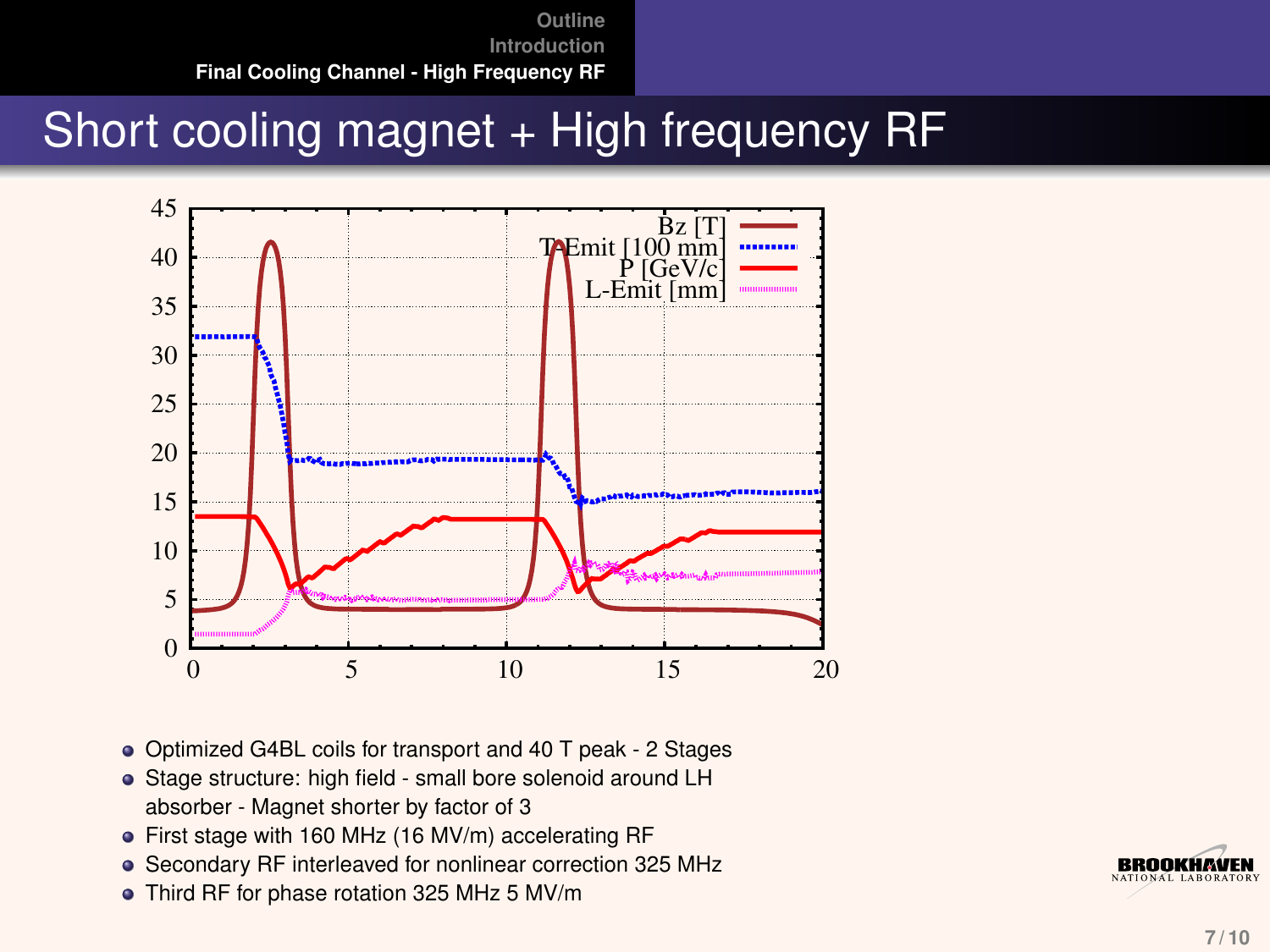# Short cooling magnet + High frequency RF

- Optimized G4BL coils for transport and 40 T peak - 2 Stages
- Stage structure: high field - small bore solenoid around LH absorber - Magnet shorter by factor of 3
- First stage with 160 MHz (16 MV/m) accelerating RF
- Secondary RF interleaved for nonlinear correction 325 MHz
- Third RF for phase rotation 325 MHz 5 MV/m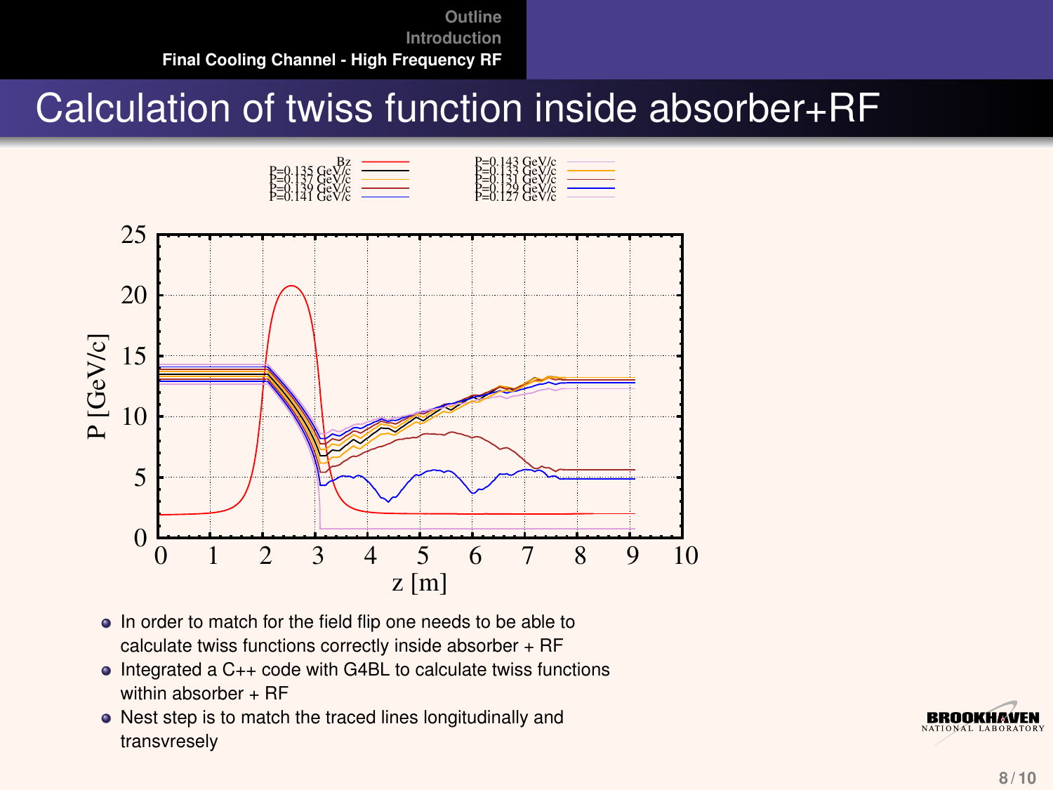# Calculation of twiss function inside absorber+RF

- In order to match for the field flip one needs to be able to calculate twiss functions correctly inside absorber + RF
- Integrated a C++ code with G4BL to calculate twiss functions within absorber + RF
- Nest step is to match the traced lines longitudinally and transvresely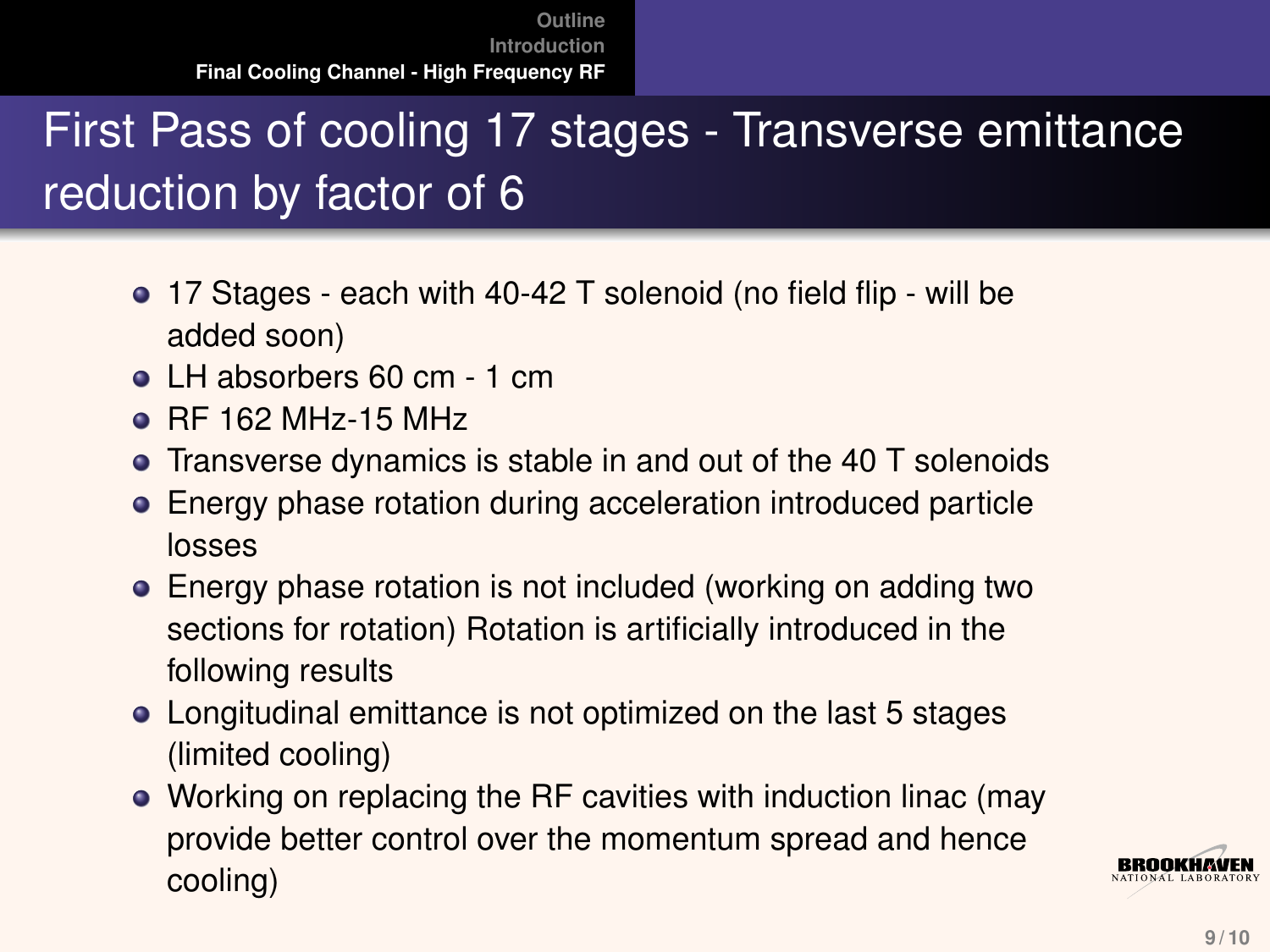# First Pass of cooling 17 stages - Transverse emittance reduction by factor of 6

- 17 Stages - each with 40-42 T solenoid (no field flip - will be added soon)
- LH absorbers 60 cm - 1 cm
- RF 162 MHz-15 MHz
- Transverse dynamics is stable in and out of the 40 T solenoids
- Energy phase rotation during acceleration introduced particle losses
- Energy phase rotation is not included (working on adding two sections for rotation) Rotation is artificially introduced in the following results
- Longitudinal emittance is not optimized on the last 5 stages (limited cooling)
- Working on replacing the RF cavities with induction linac (may provide better control over the momentum spread and hence cooling)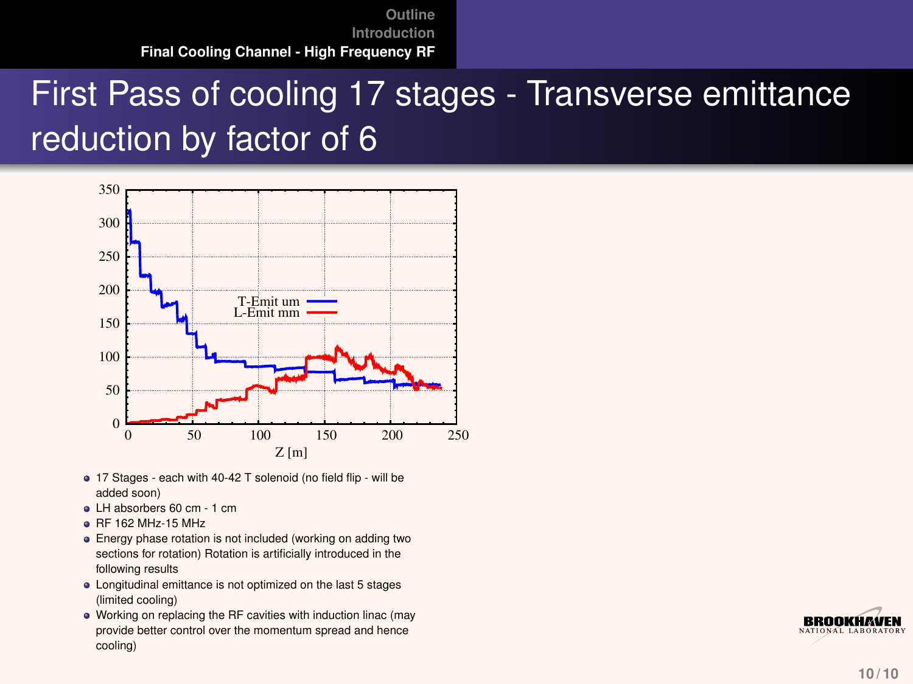# First Pass of cooling 17 stages - Transverse emittance reduction by factor of 6

350
300
250
200
150
100
50
0
0
50
100
150
200
250
Z [m]
T-Emit um
L-Emit mm

- 17 Stages - each with 40-42 T solenoid (no field flip - will be added soon)
- LH absorbers 60 cm - 1 cm
- RF 162 MHz-15 MHz
- Energy phase rotation is not included (working on adding two sections for rotation) Rotation is artificially introduced in the following results
- Longitudinal emittance is not optimized on the last 5 stages (limited cooling)
- Working on replacing the RF cavities with induction linac (may provide better control over the momentum spread and hence cooling)